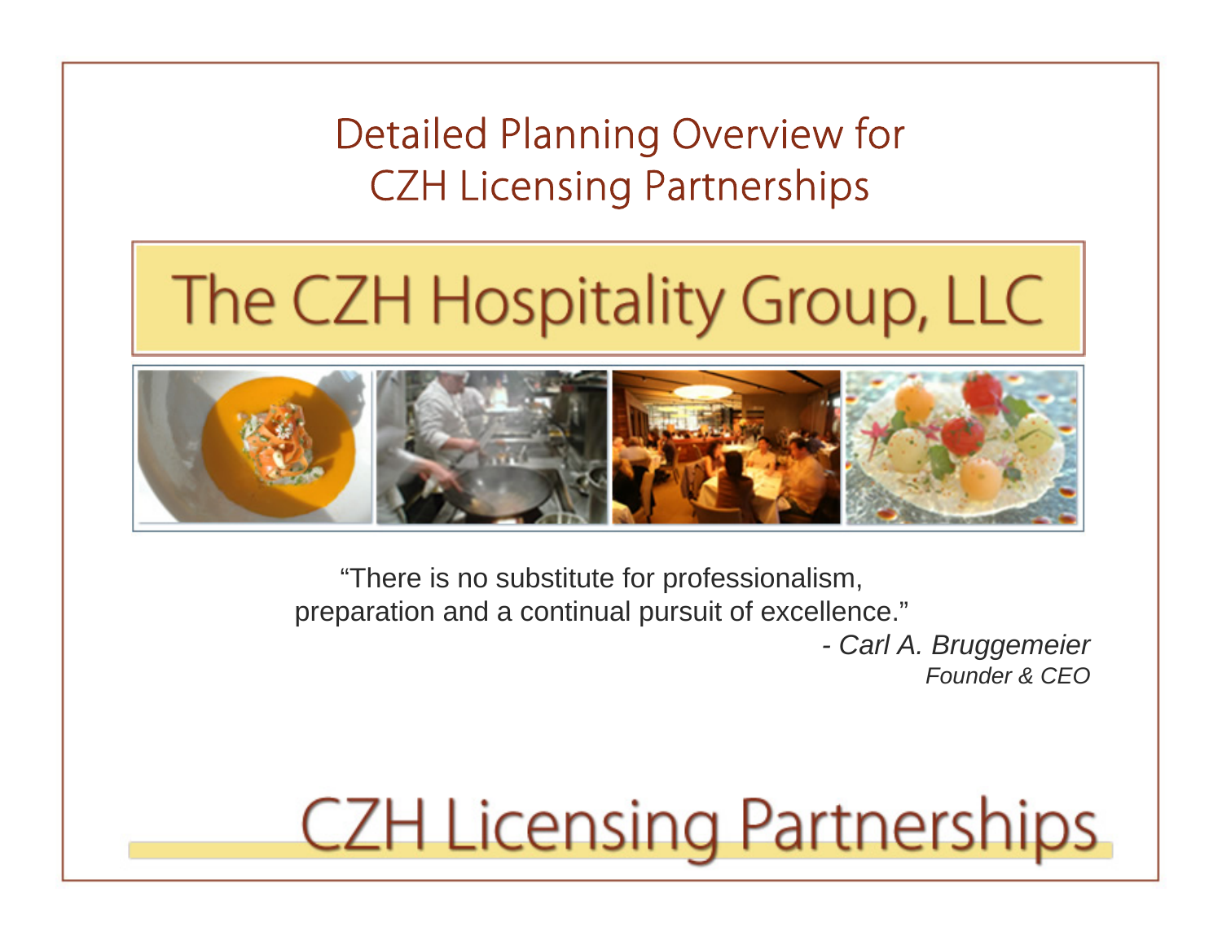# Detailed Planning Overview for CZH Licensing Partnerships

## The CZH Hospitality Group, LLC

"There is no substitute for professionalism, preparation and a continual pursuit of excellence."

*- Carl A. Bruggemeier*
*Founder & CEO*

## CZH Licensing Partnerships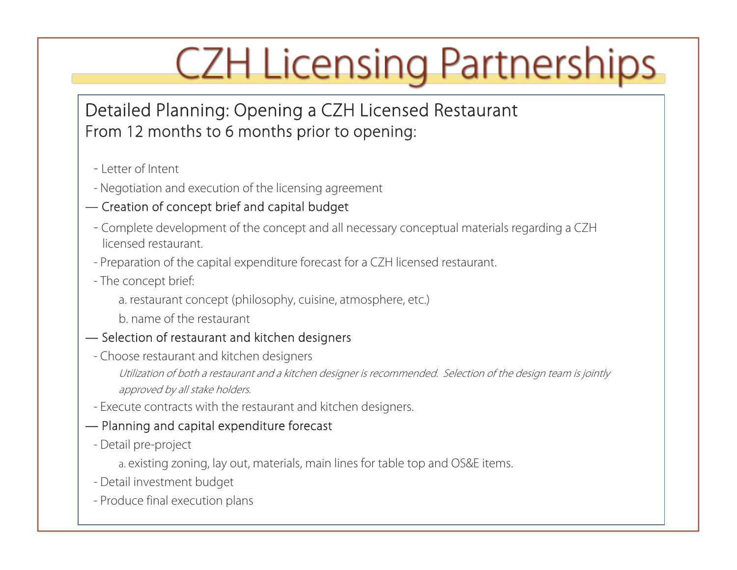# CZH Licensing Partnerships

## Detailed Planning: Opening a CZH Licensed Restaurant

### From 12 months to 6 months prior to opening:

- Letter of Intent
- Negotiation and execution of the licensing agreement

— Creation of concept brief and capital budget

- Complete development of the concept and all necessary conceptual materials regarding a CZH licensed restaurant.
- Preparation of the capital expenditure forecast for a CZH licensed restaurant.
- The concept brief:
  - a. restaurant concept (philosophy, cuisine, atmosphere, etc.)
  - b. name of the restaurant

— Selection of restaurant and kitchen designers

- Choose restaurant and kitchen designers

  *Utilization of both a restaurant and a kitchen designer is recommended. Selection of the design team is jointly approved by all stake holders.*
- Execute contracts with the restaurant and kitchen designers.

— Planning and capital expenditure forecast

- Detail pre-project
  - a. existing zoning, lay out, materials, main lines for table top and OS&E items.
- Detail investment budget
- Produce final execution plans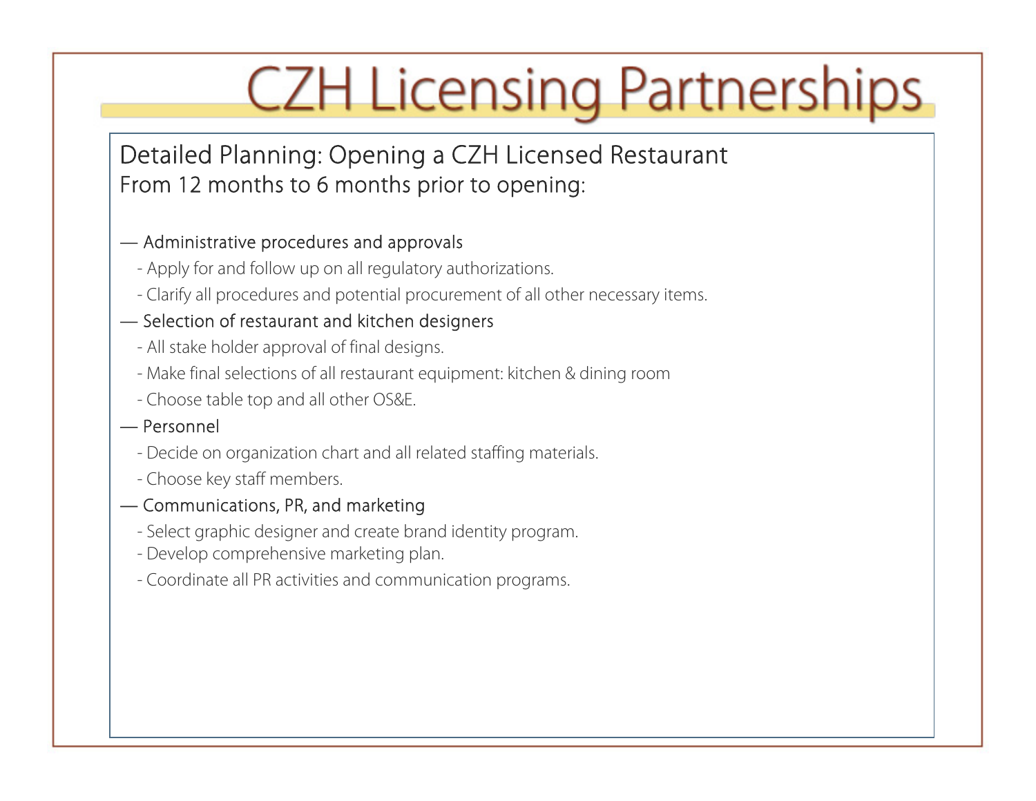# CZH Licensing Partnerships

## Detailed Planning: Opening a CZH Licensed Restaurant

From 12 months to 6 months prior to opening:

— Administrative procedures and approvals

- Apply for and follow up on all regulatory authorizations.
- Clarify all procedures and potential procurement of all other necessary items.

— Selection of restaurant and kitchen designers

- All stake holder approval of final designs.
- Make final selections of all restaurant equipment: kitchen & dining room
- Choose table top and all other OS&E.

— Personnel

- Decide on organization chart and all related staffing materials.
- Choose key staff members.

— Communications, PR, and marketing

- Select graphic designer and create brand identity program.
- Develop comprehensive marketing plan.
- Coordinate all PR activities and communication programs.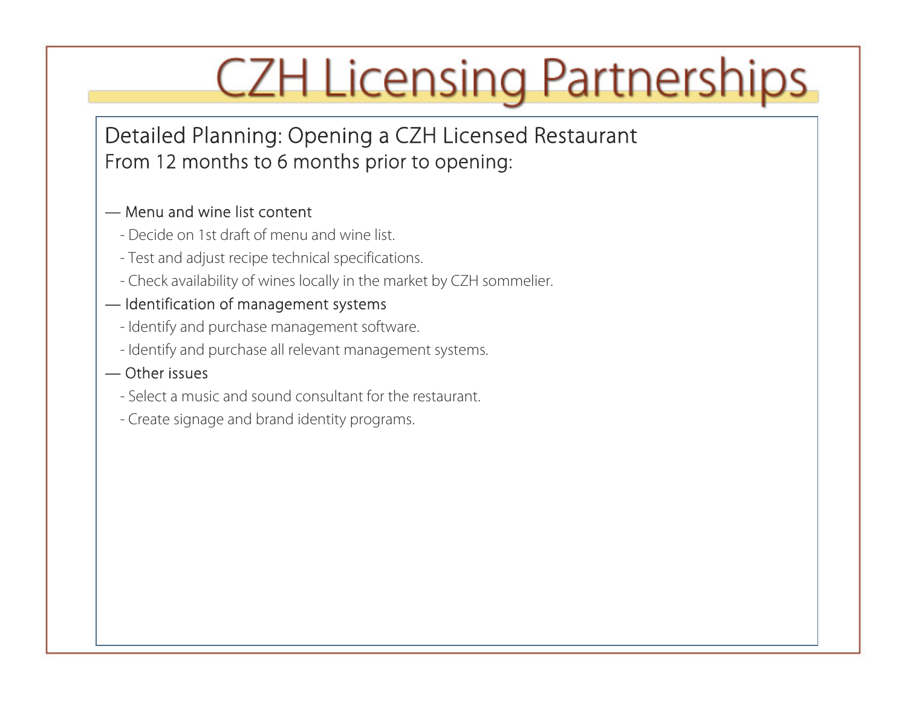# CZH Licensing Partnerships

## Detailed Planning: Opening a CZH Licensed Restaurant

### From 12 months to 6 months prior to opening:

— Menu and wine list content

- Decide on 1st draft of menu and wine list.
- Test and adjust recipe technical specifications.
- Check availability of wines locally in the market by CZH sommelier.

— Identification of management systems

- Identify and purchase management software.
- Identify and purchase all relevant management systems.

— Other issues

- Select a music and sound consultant for the restaurant.
- Create signage and brand identity programs.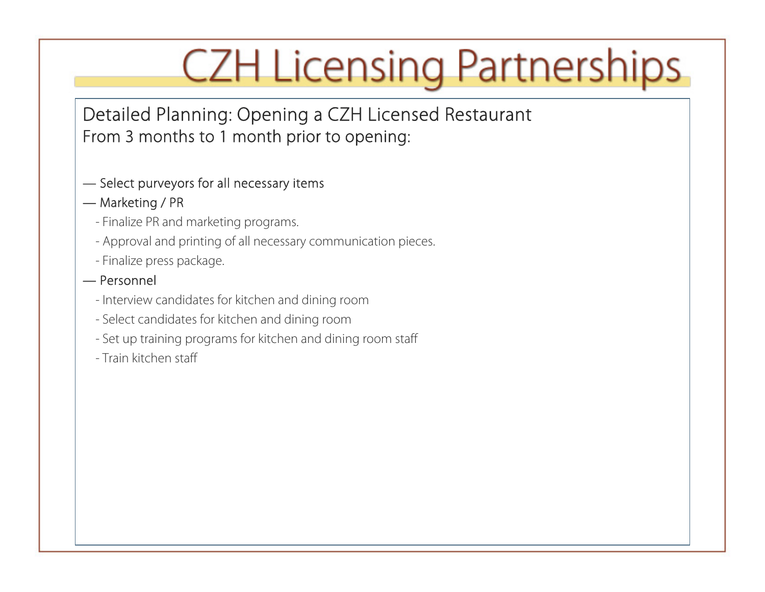# CZH Licensing Partnerships

## Detailed Planning: Opening a CZH Licensed Restaurant

### From 3 months to 1 month prior to opening:

— Select purveyors for all necessary items

— Marketing / PR

- Finalize PR and marketing programs.
- Approval and printing of all necessary communication pieces.
- Finalize press package.

— Personnel

- Interview candidates for kitchen and dining room
- Select candidates for kitchen and dining room
- Set up training programs for kitchen and dining room staff
- Train kitchen staff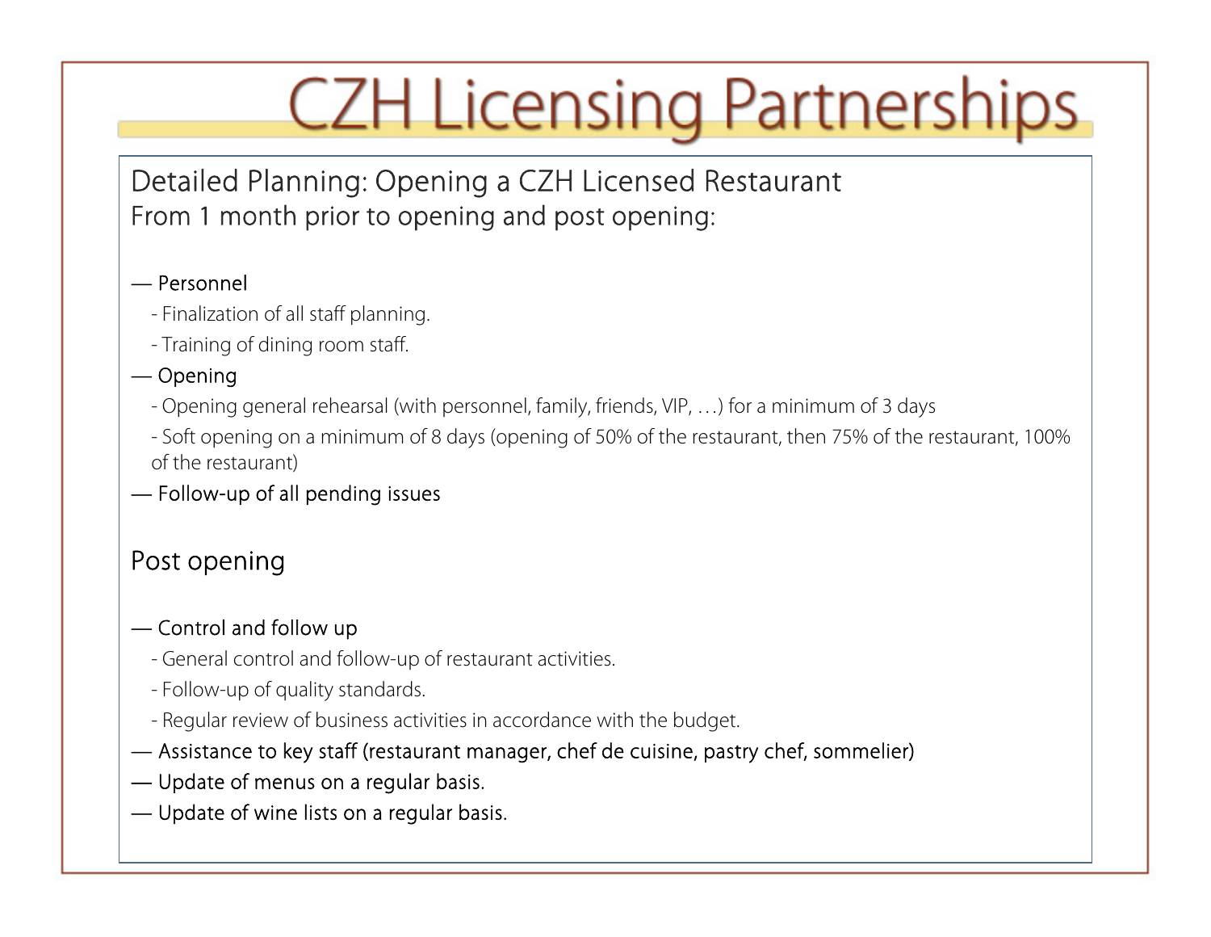# CZH Licensing Partnerships

## Detailed Planning: Opening a CZH Licensed Restaurant

### From 1 month prior to opening and post opening:

— Personnel

- Finalization of all staff planning.
- Training of dining room staff.

— Opening

- Opening general rehearsal (with personnel, family, friends, VIP, …) for a minimum of 3 days
- Soft opening on a minimum of 8 days (opening of 50% of the restaurant, then 75% of the restaurant, 100% of the restaurant)

— Follow-up of all pending issues

## Post opening

— Control and follow up

- General control and follow-up of restaurant activities.
- Follow-up of quality standards.
- Regular review of business activities in accordance with the budget.

— Assistance to key staff (restaurant manager, chef de cuisine, pastry chef, sommelier)

— Update of menus on a regular basis.

— Update of wine lists on a regular basis.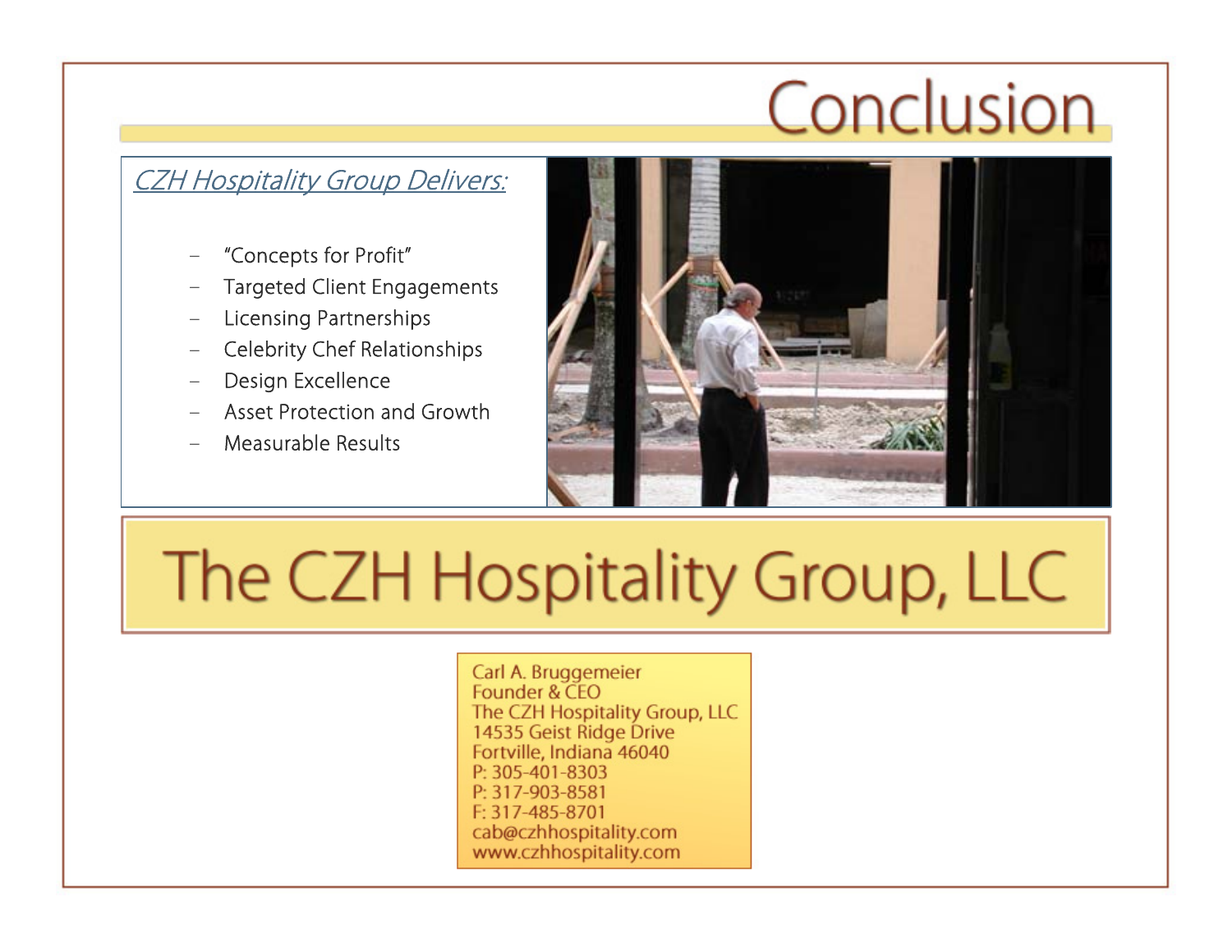# Conclusion

*CZH Hospitality Group Delivers:*

- "Concepts for Profit"
- Targeted Client Engagements
- Licensing Partnerships
- Celebrity Chef Relationships
- Design Excellence
- Asset Protection and Growth
- Measurable Results

## The CZH Hospitality Group, LLC

Carl A. Bruggemeier
Founder & CEO
The CZH Hospitality Group, LLC
14535 Geist Ridge Drive
Fortville, Indiana 46040
P: 305-401-8303
P: 317-903-8581
F: 317-485-8701
cab@czhhospitality.com
www.czhhospitality.com